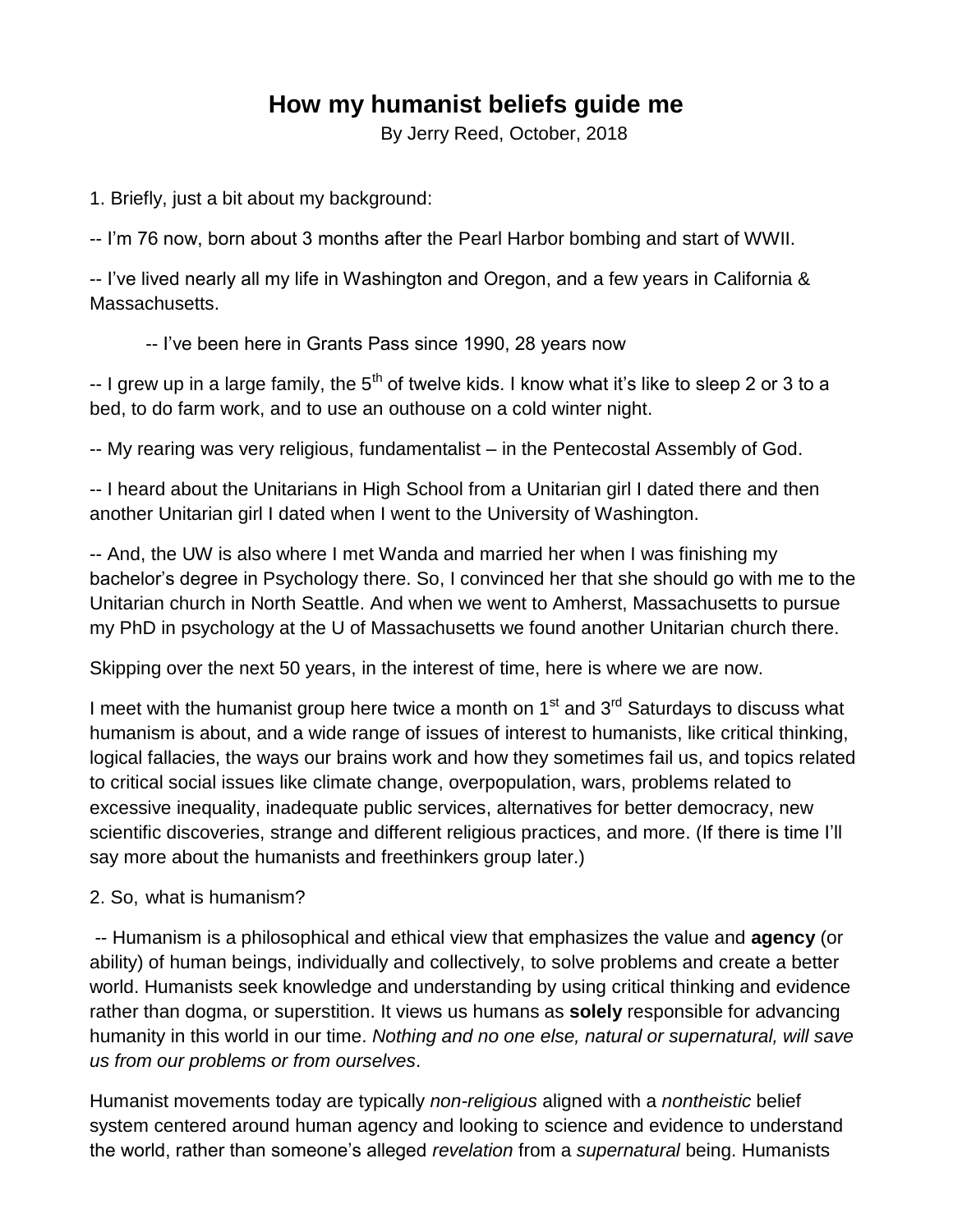# How my humanist beliefs guide me

By Jerry Reed, October, 2018

1. Briefly, just a bit about my background:

-- I'm 76 now, born about 3 months after the Pearl Harbor bombing and start of WWII.

-- I've lived nearly all my life in Washington and Oregon, and a few years in California & Massachusetts.

-- I've been here in Grants Pass since 1990, 28 years now

-- I grew up in a large family, the 5th of twelve kids. I know what it's like to sleep 2 or 3 to a bed, to do farm work, and to use an outhouse on a cold winter night.

-- My rearing was very religious, fundamentalist – in the Pentecostal Assembly of God.

-- I heard about the Unitarians in High School from a Unitarian girl I dated there and then another Unitarian girl I dated when I went to the University of Washington.

-- And, the UW is also where I met Wanda and married her when I was finishing my bachelor's degree in Psychology there. So, I convinced her that she should go with me to the Unitarian church in North Seattle. And when we went to Amherst, Massachusetts to pursue my PhD in psychology at the U of Massachusetts we found another Unitarian church there.

Skipping over the next 50 years, in the interest of time, here is where we are now.

I meet with the humanist group here twice a month on 1st and 3rd Saturdays to discuss what humanism is about, and a wide range of issues of interest to humanists, like critical thinking, logical fallacies, the ways our brains work and how they sometimes fail us, and topics related to critical social issues like climate change, overpopulation, wars, problems related to excessive inequality, inadequate public services, alternatives for better democracy, new scientific discoveries, strange and different religious practices, and more. (If there is time I'll say more about the humanists and freethinkers group later.)

2. So, what is humanism?

-- Humanism is a philosophical and ethical view that emphasizes the value and **agency** (or ability) of human beings, individually and collectively, to solve problems and create a better world. Humanists seek knowledge and understanding by using critical thinking and evidence rather than dogma, or superstition. It views us humans as **solely** responsible for advancing humanity in this world in our time. *Nothing and no one else, natural or supernatural, will save us from our problems or from ourselves*.

Humanist movements today are typically *non-religious* aligned with a *nontheistic* belief system centered around human agency and looking to science and evidence to understand the world, rather than someone's alleged *revelation* from a *supernatural* being. Humanists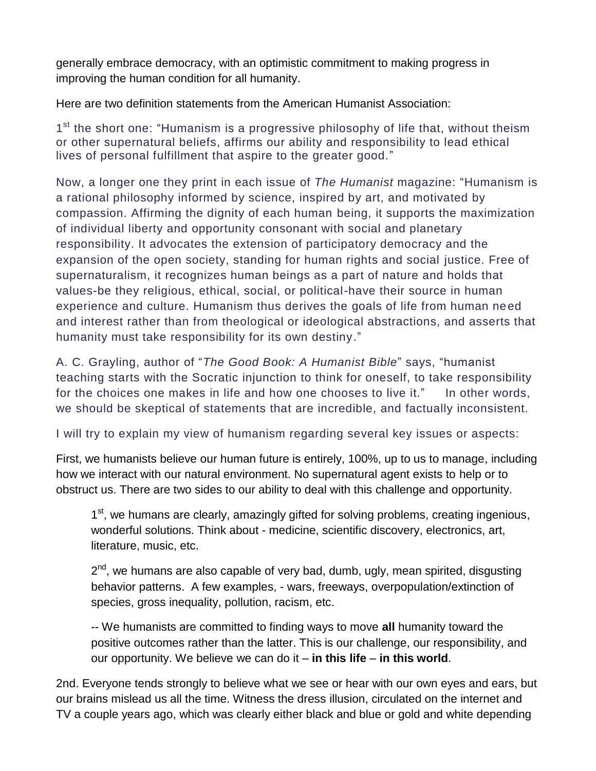generally embrace democracy, with an optimistic commitment to making progress in improving the human condition for all humanity.

Here are two definition statements from the American Humanist Association:

1st the short one: “Humanism is a progressive philosophy of life that, without theism or other supernatural beliefs, affirms our ability and responsibility to lead ethical lives of personal fulfillment that aspire to the greater good.”

Now, a longer one they print in each issue of *The Humanist* magazine: “Humanism is a rational philosophy informed by science, inspired by art, and motivated by compassion. Affirming the dignity of each human being, it supports the maximization of individual liberty and opportunity consonant with social and planetary responsibility. It advocates the extension of participatory democracy and the expansion of the open society, standing for human rights and social justice. Free of supernaturalism, it recognizes human beings as a part of nature and holds that values-be they religious, ethical, social, or political-have their source in human experience and culture. Humanism thus derives the goals of life from human need and interest rather than from theological or ideological abstractions, and asserts that humanity must take responsibility for its own destiny.”

A. C. Grayling, author of “*The Good Book: A Humanist Bible*” says, “humanist teaching starts with the Socratic injunction to think for oneself, to take responsibility for the choices one makes in life and how one chooses to live it.” In other words, we should be skeptical of statements that are incredible, and factually inconsistent.

I will try to explain my view of humanism regarding several key issues or aspects:

First, we humanists believe our human future is entirely, 100%, up to us to manage, including how we interact with our natural environment. No supernatural agent exists to help or to obstruct us. There are two sides to our ability to deal with this challenge and opportunity.

> 1st, we humans are clearly, amazingly gifted for solving problems, creating ingenious, wonderful solutions. Think about - medicine, scientific discovery, electronics, art, literature, music, etc.
>
> 2nd, we humans are also capable of very bad, dumb, ugly, mean spirited, disgusting behavior patterns. A few examples, - wars, freeways, overpopulation/extinction of species, gross inequality, pollution, racism, etc.
>
> -- We humanists are committed to finding ways to move **all** humanity toward the positive outcomes rather than the latter. This is our challenge, our responsibility, and our opportunity. We believe we can do it – **in this life** – **in this world**.

2nd. Everyone tends strongly to believe what we see or hear with our own eyes and ears, but our brains mislead us all the time. Witness the dress illusion, circulated on the internet and TV a couple years ago, which was clearly either black and blue or gold and white depending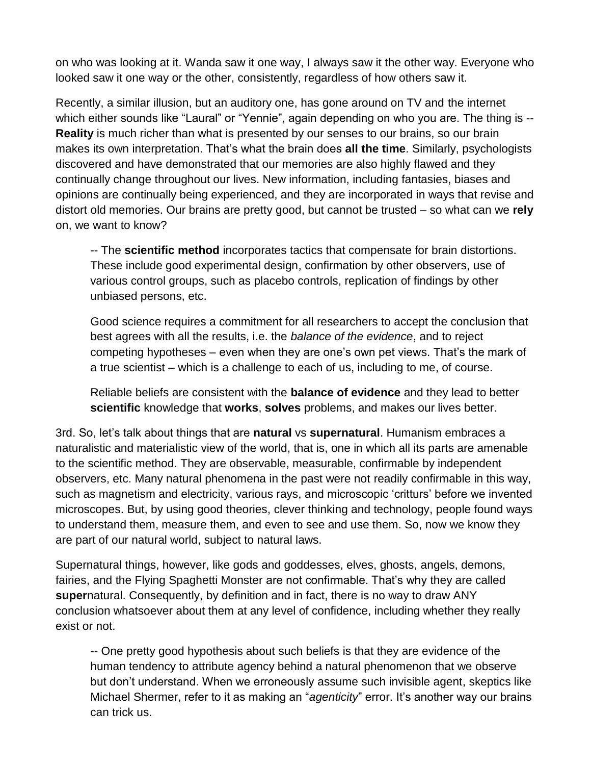on who was looking at it. Wanda saw it one way, I always saw it the other way. Everyone who looked saw it one way or the other, consistently, regardless of how others saw it.

Recently, a similar illusion, but an auditory one, has gone around on TV and the internet which either sounds like "Laural" or "Yennie", again depending on who you are. The thing is -- **Reality** is much richer than what is presented by our senses to our brains, so our brain makes its own interpretation. That's what the brain does **all the time**. Similarly, psychologists discovered and have demonstrated that our memories are also highly flawed and they continually change throughout our lives. New information, including fantasies, biases and opinions are continually being experienced, and they are incorporated in ways that revise and distort old memories. Our brains are pretty good, but cannot be trusted – so what can we **rely** on, we want to know?

> -- The **scientific method** incorporates tactics that compensate for brain distortions. These include good experimental design, confirmation by other observers, use of various control groups, such as placebo controls, replication of findings by other unbiased persons, etc.
>
> Good science requires a commitment for all researchers to accept the conclusion that best agrees with all the results, i.e. the *balance of the evidence*, and to reject competing hypotheses – even when they are one's own pet views. That's the mark of a true scientist – which is a challenge to each of us, including to me, of course.
>
> Reliable beliefs are consistent with the **balance of evidence** and they lead to better **scientific** knowledge that **works**, **solves** problems, and makes our lives better.

3rd. So, let's talk about things that are **natural** vs **supernatural**. Humanism embraces a naturalistic and materialistic view of the world, that is, one in which all its parts are amenable to the scientific method. They are observable, measurable, confirmable by independent observers, etc. Many natural phenomena in the past were not readily confirmable in this way, such as magnetism and electricity, various rays, and microscopic 'critturs' before we invented microscopes. But, by using good theories, clever thinking and technology, people found ways to understand them, measure them, and even to see and use them. So, now we know they are part of our natural world, subject to natural laws.

Supernatural things, however, like gods and goddesses, elves, ghosts, angels, demons, fairies, and the Flying Spaghetti Monster are not confirmable. That's why they are called **super**natural. Consequently, by definition and in fact, there is no way to draw ANY conclusion whatsoever about them at any level of confidence, including whether they really exist or not.

> -- One pretty good hypothesis about such beliefs is that they are evidence of the human tendency to attribute agency behind a natural phenomenon that we observe but don't understand. When we erroneously assume such invisible agent, skeptics like Michael Shermer, refer to it as making an "*agenticity*" error. It's another way our brains can trick us.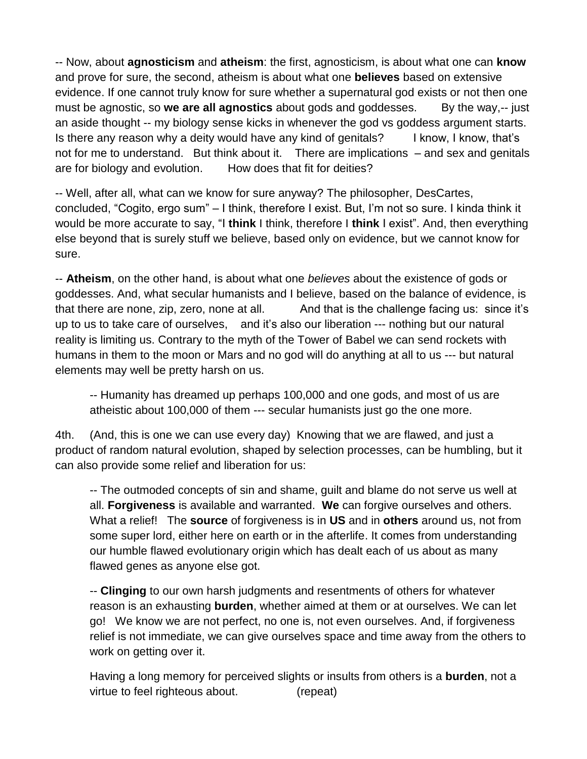-- Now, about **agnosticism** and **atheism**: the first, agnosticism, is about what one can **know** and prove for sure, the second, atheism is about what one **believes** based on extensive evidence. If one cannot truly know for sure whether a supernatural god exists or not then one must be agnostic, so **we are all agnostics** about gods and goddesses. By the way,-- just an aside thought -- my biology sense kicks in whenever the god vs goddess argument starts. Is there any reason why a deity would have any kind of genitals? I know, I know, that's not for me to understand. But think about it. There are implications – and sex and genitals are for biology and evolution. How does that fit for deities?

-- Well, after all, what can we know for sure anyway? The philosopher, DesCartes, concluded, "Cogito, ergo sum" – I think, therefore I exist. But, I'm not so sure. I kinda think it would be more accurate to say, "I **think** I think, therefore I **think** I exist". And, then everything else beyond that is surely stuff we believe, based only on evidence, but we cannot know for sure.

-- **Atheism**, on the other hand, is about what one *believes* about the existence of gods or goddesses. And, what secular humanists and I believe, based on the balance of evidence, is that there are none, zip, zero, none at all. And that is the challenge facing us: since it's up to us to take care of ourselves, and it's also our liberation --- nothing but our natural reality is limiting us. Contrary to the myth of the Tower of Babel we can send rockets with humans in them to the moon or Mars and no god will do anything at all to us --- but natural elements may well be pretty harsh on us.

> -- Humanity has dreamed up perhaps 100,000 and one gods, and most of us are atheistic about 100,000 of them --- secular humanists just go the one more.

4th. (And, this is one we can use every day) Knowing that we are flawed, and just a product of random natural evolution, shaped by selection processes, can be humbling, but it can also provide some relief and liberation for us:

> -- The outmoded concepts of sin and shame, guilt and blame do not serve us well at all. **Forgiveness** is available and warranted. **We** can forgive ourselves and others. What a relief! The **source** of forgiveness is in **US** and in **others** around us, not from some super lord, either here on earth or in the afterlife. It comes from understanding our humble flawed evolutionary origin which has dealt each of us about as many flawed genes as anyone else got.
>
> -- **Clinging** to our own harsh judgments and resentments of others for whatever reason is an exhausting **burden**, whether aimed at them or at ourselves. We can let go! We know we are not perfect, no one is, not even ourselves. And, if forgiveness relief is not immediate, we can give ourselves space and time away from the others to work on getting over it.
>
> Having a long memory for perceived slights or insults from others is a **burden**, not a virtue to feel righteous about. (repeat)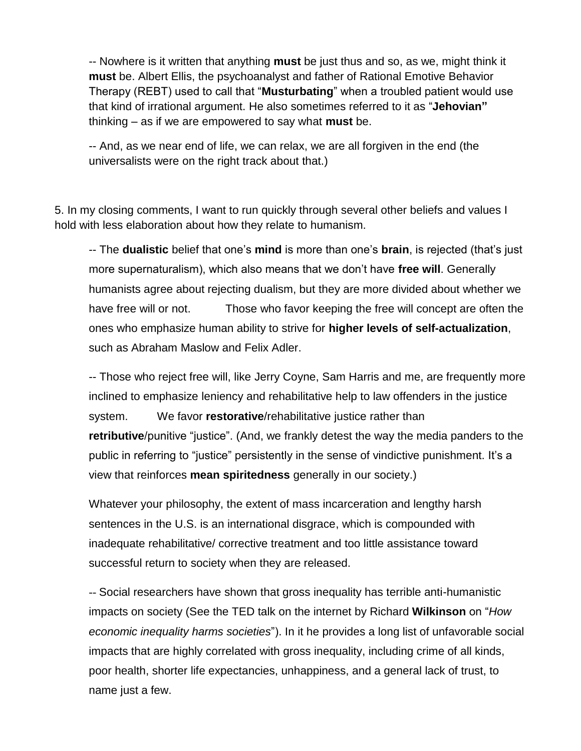-- Nowhere is it written that anything **must** be just thus and so, as we, might think it **must** be. Albert Ellis, the psychoanalyst and father of Rational Emotive Behavior Therapy (REBT) used to call that "**Musturbating**" when a troubled patient would use that kind of irrational argument. He also sometimes referred to it as "**Jehovian"** thinking – as if we are empowered to say what **must** be.

-- And, as we near end of life, we can relax, we are all forgiven in the end (the universalists were on the right track about that.)

5. In my closing comments, I want to run quickly through several other beliefs and values I hold with less elaboration about how they relate to humanism.

-- The **dualistic** belief that one's **mind** is more than one's **brain**, is rejected (that's just more supernaturalism), which also means that we don't have **free will**. Generally humanists agree about rejecting dualism, but they are more divided about whether we have free will or not. Those who favor keeping the free will concept are often the ones who emphasize human ability to strive for **higher levels of self-actualization**, such as Abraham Maslow and Felix Adler.

-- Those who reject free will, like Jerry Coyne, Sam Harris and me, are frequently more inclined to emphasize leniency and rehabilitative help to law offenders in the justice system. We favor **restorative**/rehabilitative justice rather than **retributive**/punitive "justice". (And, we frankly detest the way the media panders to the public in referring to "justice" persistently in the sense of vindictive punishment. It's a view that reinforces **mean spiritedness** generally in our society.)

Whatever your philosophy, the extent of mass incarceration and lengthy harsh sentences in the U.S. is an international disgrace, which is compounded with inadequate rehabilitative/ corrective treatment and too little assistance toward successful return to society when they are released.

-- Social researchers have shown that gross inequality has terrible anti-humanistic impacts on society (See the TED talk on the internet by Richard **Wilkinson** on "*How economic inequality harms societies*"). In it he provides a long list of unfavorable social impacts that are highly correlated with gross inequality, including crime of all kinds, poor health, shorter life expectancies, unhappiness, and a general lack of trust, to name just a few.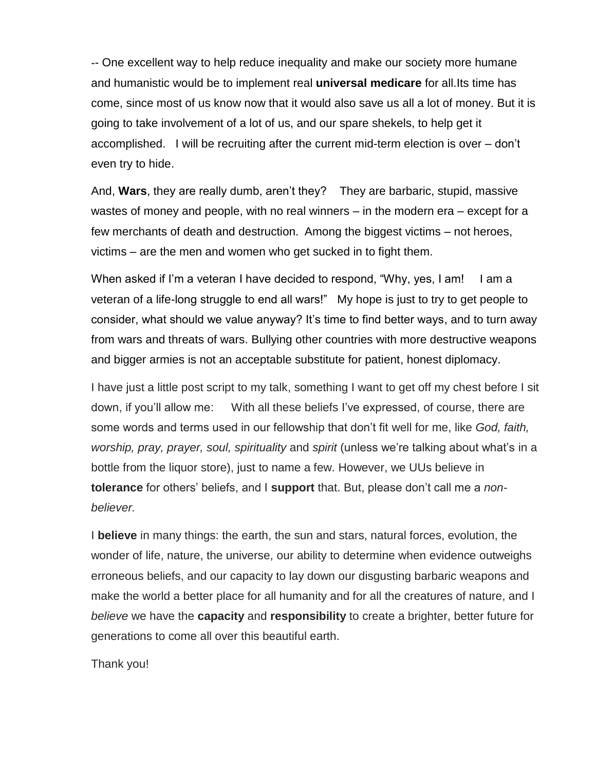-- One excellent way to help reduce inequality and make our society more humane and humanistic would be to implement real **universal medicare** for all.Its time has come, since most of us know now that it would also save us all a lot of money. But it is going to take involvement of a lot of us, and our spare shekels, to help get it accomplished.   I will be recruiting after the current mid-term election is over – don't even try to hide.

And, **Wars**, they are really dumb, aren't they?   They are barbaric, stupid, massive wastes of money and people, with no real winners – in the modern era – except for a few merchants of death and destruction.  Among the biggest victims – not heroes, victims – are the men and women who get sucked in to fight them.

When asked if I'm a veteran I have decided to respond, "Why, yes, I am!    I am a veteran of a life-long struggle to end all wars!"   My hope is just to try to get people to consider, what should we value anyway? It's time to find better ways, and to turn away from wars and threats of wars. Bullying other countries with more destructive weapons and bigger armies is not an acceptable substitute for patient, honest diplomacy.

I have just a little post script to my talk, something I want to get off my chest before I sit down, if you'll allow me:    With all these beliefs I've expressed, of course, there are some words and terms used in our fellowship that don't fit well for me, like *God, faith, worship, pray, prayer, soul, spirituality* and *spirit* (unless we're talking about what's in a bottle from the liquor store), just to name a few. However, we UUs believe in **tolerance** for others' beliefs, and I **support** that. But, please don't call me a *non-believer.*

I **believe** in many things: the earth, the sun and stars, natural forces, evolution, the wonder of life, nature, the universe, our ability to determine when evidence outweighs erroneous beliefs, and our capacity to lay down our disgusting barbaric weapons and make the world a better place for all humanity and for all the creatures of nature, and I *believe* we have the **capacity** and **responsibility** to create a brighter, better future for generations to come all over this beautiful earth.

Thank you!